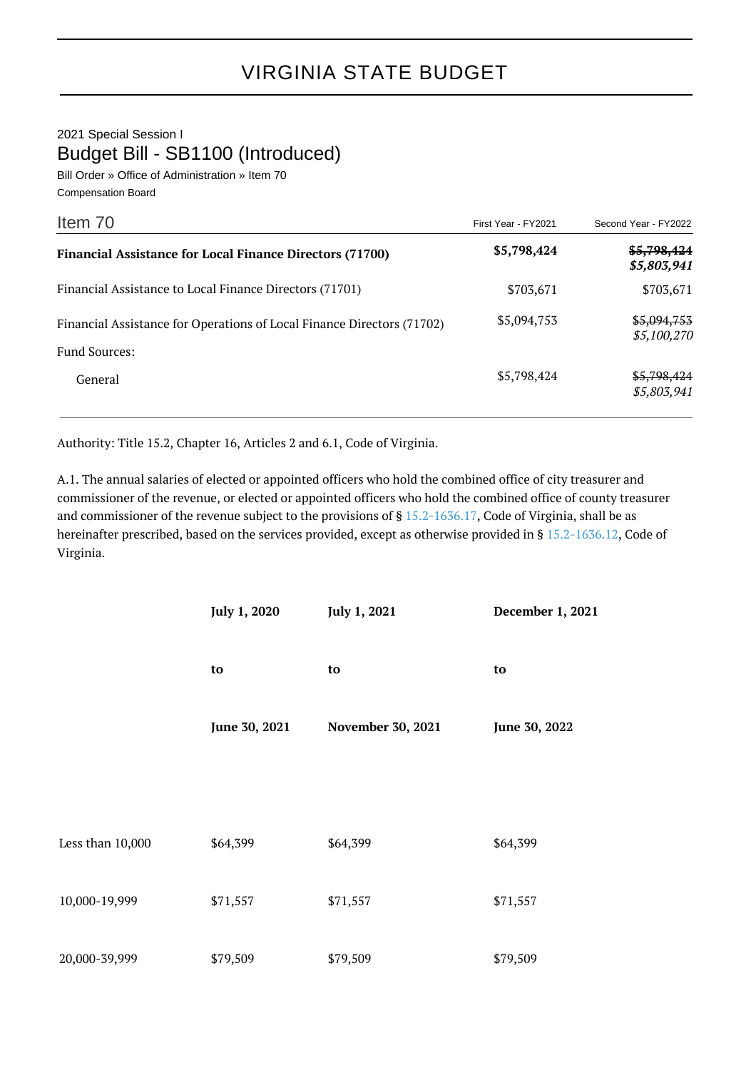# VIRGINIA STATE BUDGET

2021 Special Session I

## Budget Bill - SB1100 (Introduced)

Bill Order » Office of Administration » Item 70

Compensation Board

| Item 70 | First Year - FY2021 | Second Year - FY2022 |
|---|---|---|
| **Financial Assistance for Local Finance Directors (71700)** | **$5,798,424** | ~~**$5,798,424**~~ ***$5,803,941*** |
| Financial Assistance to Local Finance Directors (71701) | $703,671 | $703,671 |
| Financial Assistance for Operations of Local Finance Directors (71702) | $5,094,753 | ~~$5,094,753~~ *$5,100,270* |
| Fund Sources: | | |
| General | $5,798,424 | ~~$5,798,424~~ *$5,803,941* |

Authority: Title 15.2, Chapter 16, Articles 2 and 6.1, Code of Virginia.

A.1. The annual salaries of elected or appointed officers who hold the combined office of city treasurer and commissioner of the revenue, or elected or appointed officers who hold the combined office of county treasurer and commissioner of the revenue subject to the provisions of § 15.2-1636.17, Code of Virginia, shall be as hereinafter prescribed, based on the services provided, except as otherwise provided in § 15.2-1636.12, Code of Virginia.

| | **July 1, 2020 to June 30, 2021** | **July 1, 2021 to November 30, 2021** | **December 1, 2021 to June 30, 2022** |
|---|---|---|---|
| Less than 10,000 | $64,399 | $64,399 | $64,399 |
| 10,000-19,999 | $71,557 | $71,557 | $71,557 |
| 20,000-39,999 | $79,509 | $79,509 | $79,509 |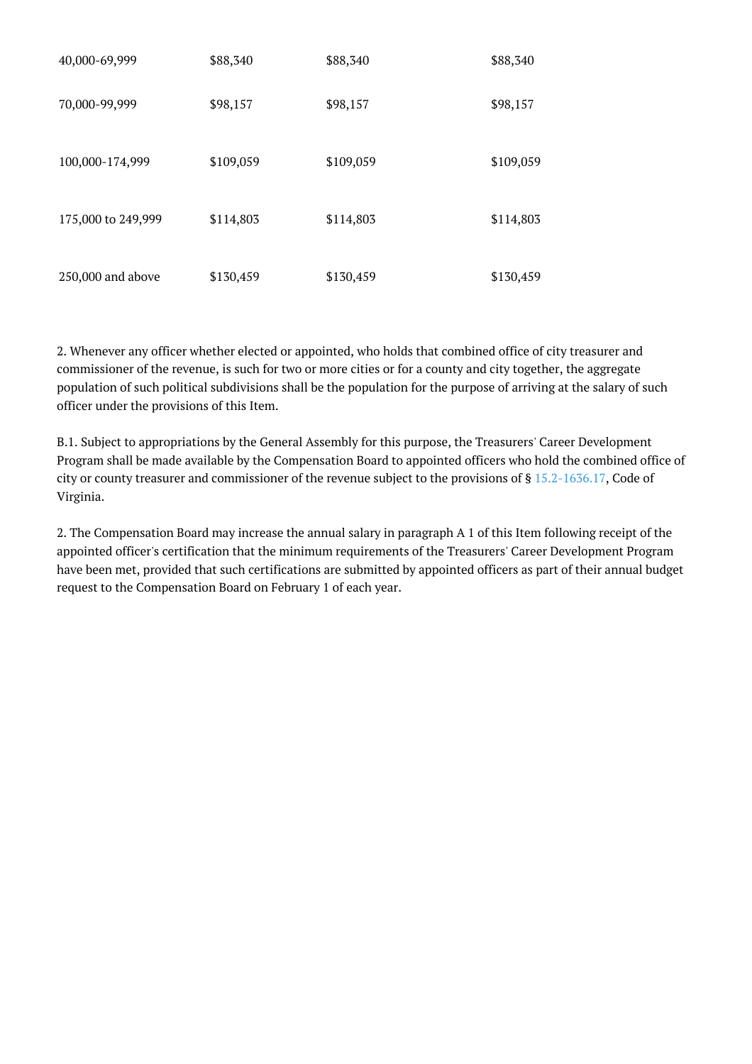| | | | |
|---|---|---|---|
| 40,000-69,999 | $88,340 | $88,340 | $88,340 |
| 70,000-99,999 | $98,157 | $98,157 | $98,157 |
| 100,000-174,999 | $109,059 | $109,059 | $109,059 |
| 175,000 to 249,999 | $114,803 | $114,803 | $114,803 |
| 250,000 and above | $130,459 | $130,459 | $130,459 |

2. Whenever any officer whether elected or appointed, who holds that combined office of city treasurer and commissioner of the revenue, is such for two or more cities or for a county and city together, the aggregate population of such political subdivisions shall be the population for the purpose of arriving at the salary of such officer under the provisions of this Item.

B.1. Subject to appropriations by the General Assembly for this purpose, the Treasurers' Career Development Program shall be made available by the Compensation Board to appointed officers who hold the combined office of city or county treasurer and commissioner of the revenue subject to the provisions of § 15.2-1636.17, Code of Virginia.

2. The Compensation Board may increase the annual salary in paragraph A 1 of this Item following receipt of the appointed officer's certification that the minimum requirements of the Treasurers' Career Development Program have been met, provided that such certifications are submitted by appointed officers as part of their annual budget request to the Compensation Board on February 1 of each year.